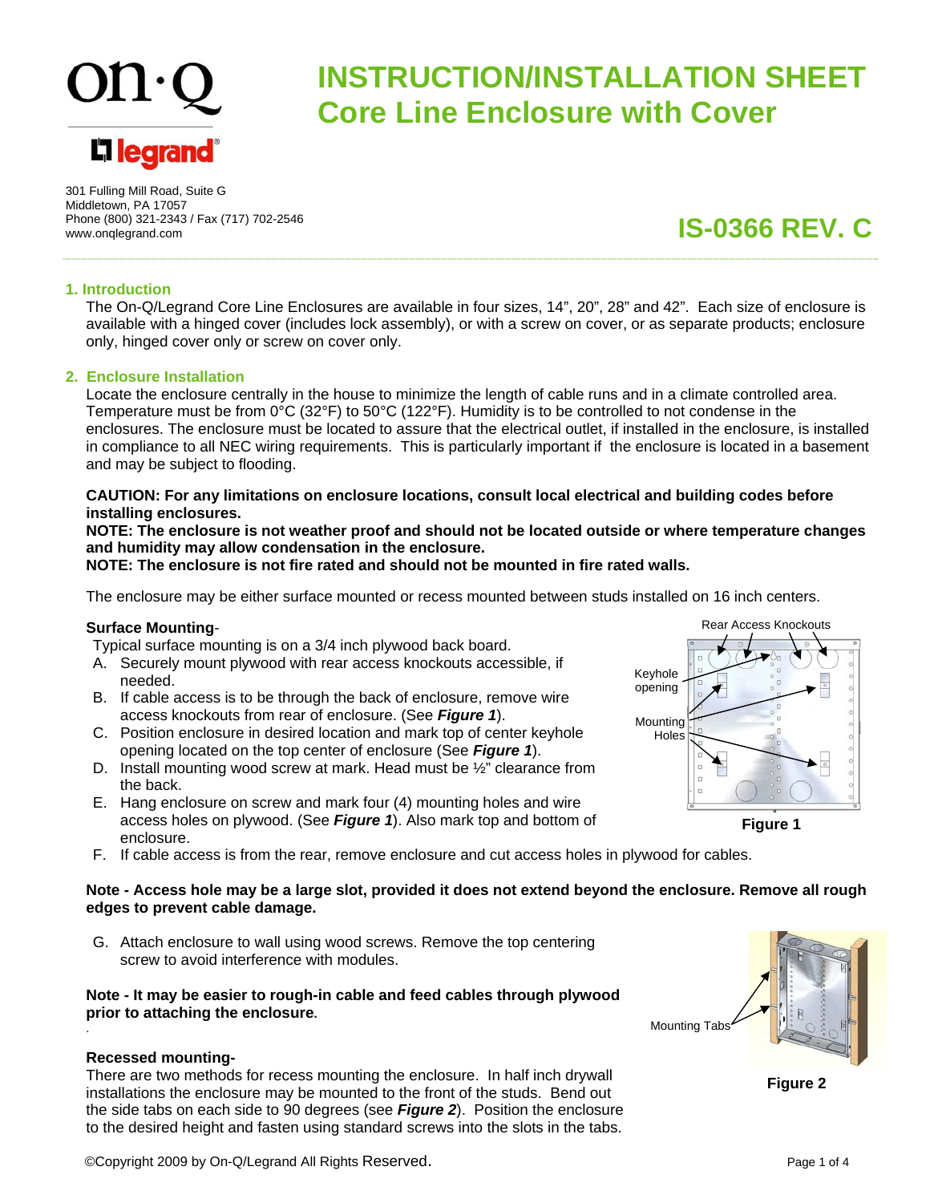# INSTRUCTION/INSTALLATION SHEET
# Core Line Enclosure with Cover

301 Fulling Mill Road, Suite G
Middletown, PA 17057
Phone (800) 321-2343 / Fax (717) 702-2546
www.onqlegrand.com

**IS-0366 REV. C**

## 1. Introduction

The On-Q/Legrand Core Line Enclosures are available in four sizes, 14", 20", 28" and 42". Each size of enclosure is available with a hinged cover (includes lock assembly), or with a screw on cover, or as separate products; enclosure only, hinged cover only or screw on cover only.

## 2. Enclosure Installation

Locate the enclosure centrally in the house to minimize the length of cable runs and in a climate controlled area. Temperature must be from 0°C (32°F) to 50°C (122°F). Humidity is to be controlled to not condense in the enclosures. The enclosure must be located to assure that the electrical outlet, if installed in the enclosure, is installed in compliance to all NEC wiring requirements. This is particularly important if the enclosure is located in a basement and may be subject to flooding.

**CAUTION: For any limitations on enclosure locations, consult local electrical and building codes before installing enclosures.**
**NOTE: The enclosure is not weather proof and should not be located outside or where temperature changes and humidity may allow condensation in the enclosure.**
**NOTE: The enclosure is not fire rated and should not be mounted in fire rated walls.**

The enclosure may be either surface mounted or recess mounted between studs installed on 16 inch centers.

**Surface Mounting**-

Typical surface mounting is on a 3/4 inch plywood back board.

A. Securely mount plywood with rear access knockouts accessible, if needed.
B. If cable access is to be through the back of enclosure, remove wire access knockouts from rear of enclosure. (See ***Figure 1***).
C. Position enclosure in desired location and mark top of center keyhole opening located on the top center of enclosure (See ***Figure 1***).
D. Install mounting wood screw at mark. Head must be ½" clearance from the back.
E. Hang enclosure on screw and mark four (4) mounting holes and wire access holes on plywood. (See ***Figure 1***). Also mark top and bottom of enclosure.
F. If cable access is from the rear, remove enclosure and cut access holes in plywood for cables.

Rear Access Knockouts
Keyhole opening
Mounting Holes

**Figure 1**

**Note - Access hole may be a large slot, provided it does not extend beyond the enclosure. Remove all rough edges to prevent cable damage.**

G. Attach enclosure to wall using wood screws. Remove the top centering screw to avoid interference with modules.

**Note - It may be easier to rough-in cable and feed cables through plywood prior to attaching the enclosure.**

**Recessed mounting-**

There are two methods for recess mounting the enclosure. In half inch drywall installations the enclosure may be mounted to the front of the studs. Bend out the side tabs on each side to 90 degrees (see ***Figure 2***). Position the enclosure to the desired height and fasten using standard screws into the slots in the tabs.

Mounting Tabs

**Figure 2**

©Copyright 2009 by On-Q/Legrand All Rights Reserved.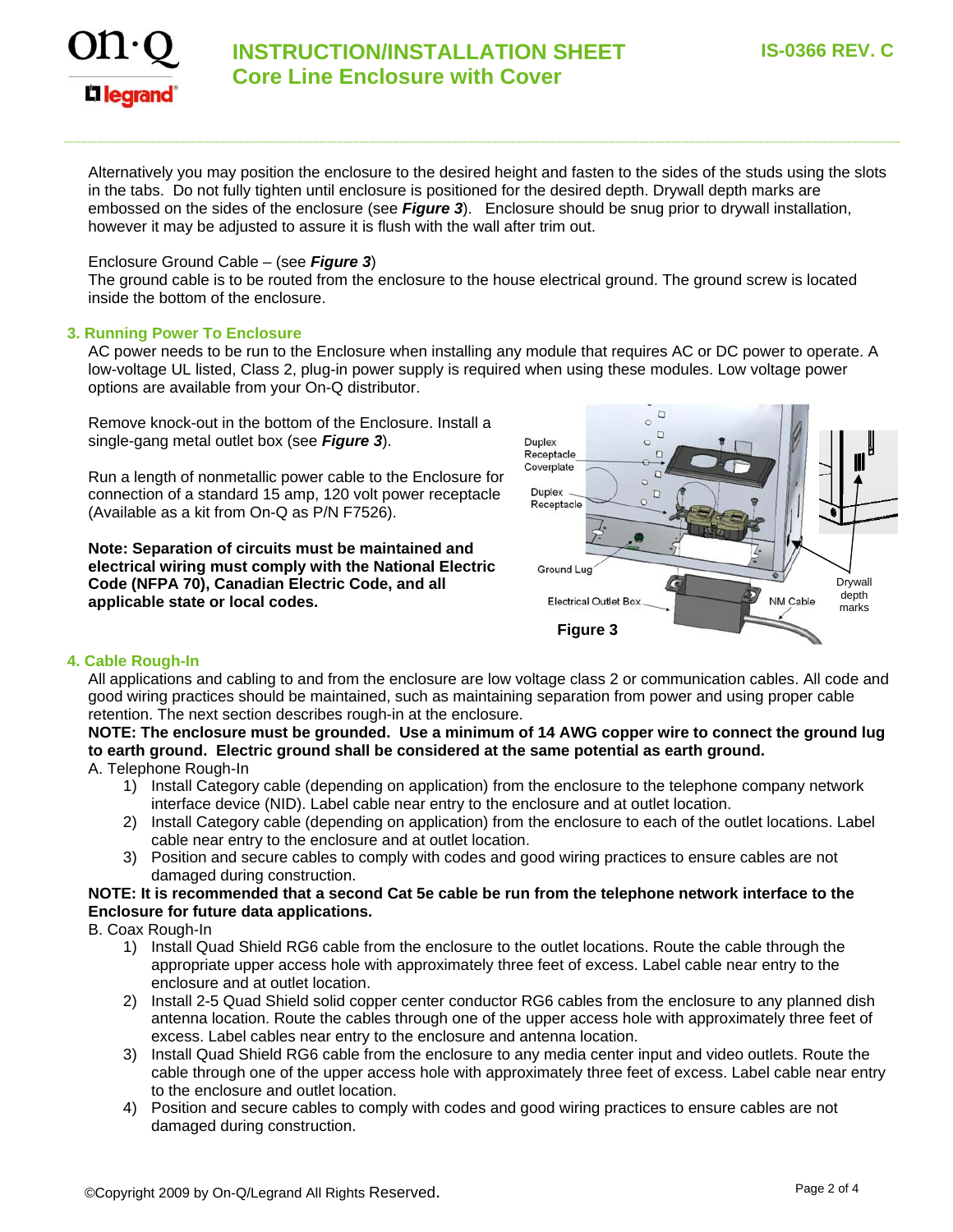Alternatively you may position the enclosure to the desired height and fasten to the sides of the studs using the slots in the tabs. Do not fully tighten until enclosure is positioned for the desired depth. Drywall depth marks are embossed on the sides of the enclosure (see ***Figure 3***). Enclosure should be snug prior to drywall installation, however it may be adjusted to assure it is flush with the wall after trim out.

Enclosure Ground Cable – (see ***Figure 3***)
The ground cable is to be routed from the enclosure to the house electrical ground. The ground screw is located inside the bottom of the enclosure.

### 3. Running Power To Enclosure

AC power needs to be run to the Enclosure when installing any module that requires AC or DC power to operate. A low-voltage UL listed, Class 2, plug-in power supply is required when using these modules. Low voltage power options are available from your On-Q distributor.

Remove knock-out in the bottom of the Enclosure. Install a single-gang metal outlet box (see ***Figure 3***).

Run a length of nonmetallic power cable to the Enclosure for connection of a standard 15 amp, 120 volt power receptacle (Available as a kit from On-Q as P/N F7526).

**Note: Separation of circuits must be maintained and electrical wiring must comply with the National Electric Code (NFPA 70), Canadian Electric Code, and all applicable state or local codes.**

**Figure 3**

### 4. Cable Rough-In

All applications and cabling to and from the enclosure are low voltage class 2 or communication cables. All code and good wiring practices should be maintained, such as maintaining separation from power and using proper cable retention. The next section describes rough-in at the enclosure.

**NOTE: The enclosure must be grounded. Use a minimum of 14 AWG copper wire to connect the ground lug to earth ground. Electric ground shall be considered at the same potential as earth ground.**

A. Telephone Rough-In

1) Install Category cable (depending on application) from the enclosure to the telephone company network interface device (NID). Label cable near entry to the enclosure and at outlet location.
2) Install Category cable (depending on application) from the enclosure to each of the outlet locations. Label cable near entry to the enclosure and at outlet location.
3) Position and secure cables to comply with codes and good wiring practices to ensure cables are not damaged during construction.

**NOTE: It is recommended that a second Cat 5e cable be run from the telephone network interface to the Enclosure for future data applications.**

B. Coax Rough-In

1) Install Quad Shield RG6 cable from the enclosure to the outlet locations. Route the cable through the appropriate upper access hole with approximately three feet of excess. Label cable near entry to the enclosure and at outlet location.
2) Install 2-5 Quad Shield solid copper center conductor RG6 cables from the enclosure to any planned dish antenna location. Route the cables through one of the upper access hole with approximately three feet of excess. Label cables near entry to the enclosure and antenna location.
3) Install Quad Shield RG6 cable from the enclosure to any media center input and video outlets. Route the cable through one of the upper access hole with approximately three feet of excess. Label cable near entry to the enclosure and outlet location.
4) Position and secure cables to comply with codes and good wiring practices to ensure cables are not damaged during construction.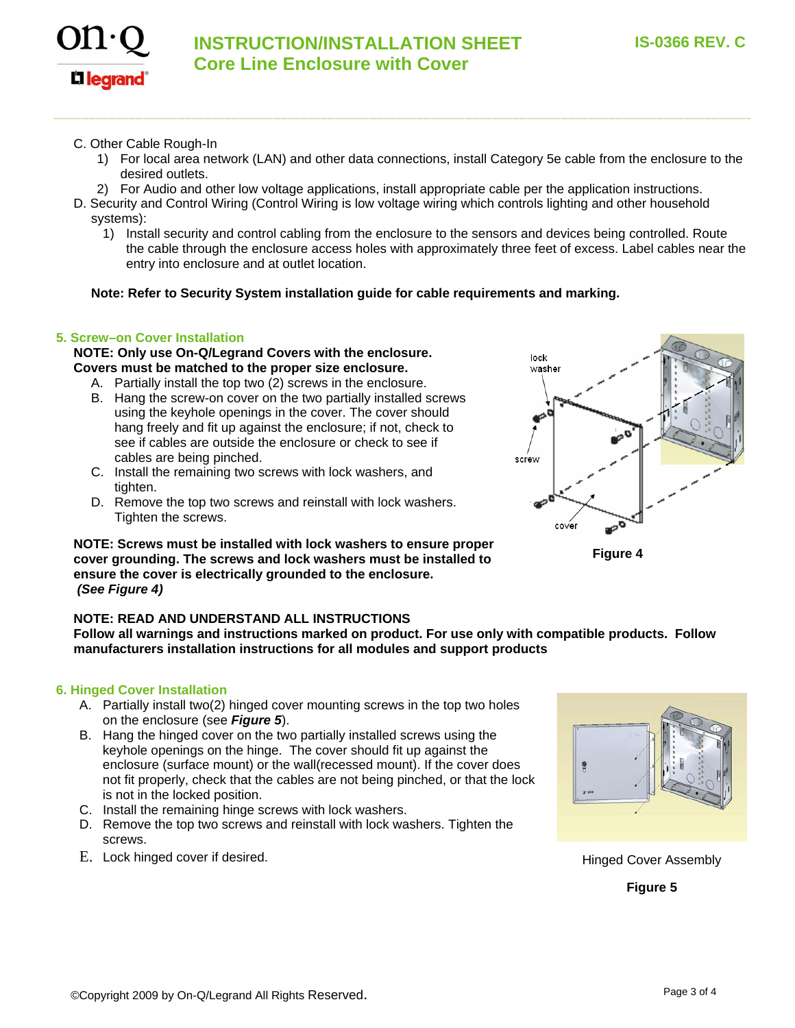C. Other Cable Rough-In

1) For local area network (LAN) and other data connections, install Category 5e cable from the enclosure to the desired outlets.
2) For Audio and other low voltage applications, install appropriate cable per the application instructions.

D. Security and Control Wiring (Control Wiring is low voltage wiring which controls lighting and other household systems):

1) Install security and control cabling from the enclosure to the sensors and devices being controlled. Route the cable through the enclosure access holes with approximately three feet of excess. Label cables near the entry into enclosure and at outlet location.

**Note: Refer to Security System installation guide for cable requirements and marking.**

## 5. Screw–on Cover Installation

**NOTE: Only use On-Q/Legrand Covers with the enclosure. Covers must be matched to the proper size enclosure.**

A. Partially install the top two (2) screws in the enclosure.
B. Hang the screw-on cover on the two partially installed screws using the keyhole openings in the cover. The cover should hang freely and fit up against the enclosure; if not, check to see if cables are outside the enclosure or check to see if cables are being pinched.
C. Install the remaining two screws with lock washers, and tighten.
D. Remove the top two screws and reinstall with lock washers. Tighten the screws.

**NOTE: Screws must be installed with lock washers to ensure proper cover grounding. The screws and lock washers must be installed to ensure the cover is electrically grounded to the enclosure.** ***(See Figure 4)***

lock washer, screw, cover

**Figure 4**

**NOTE: READ AND UNDERSTAND ALL INSTRUCTIONS**
**Follow all warnings and instructions marked on product. For use only with compatible products. Follow manufacturers installation instructions for all modules and support products**

## 6. Hinged Cover Installation

A. Partially install two(2) hinged cover mounting screws in the top two holes on the enclosure (see ***Figure 5***).
B. Hang the hinged cover on the two partially installed screws using the keyhole openings on the hinge. The cover should fit up against the enclosure (surface mount) or the wall(recessed mount). If the cover does not fit properly, check that the cables are not being pinched, or that the lock is not in the locked position.
C. Install the remaining hinge screws with lock washers.
D. Remove the top two screws and reinstall with lock washers. Tighten the screws.
E. Lock hinged cover if desired.

Hinged Cover Assembly

**Figure 5**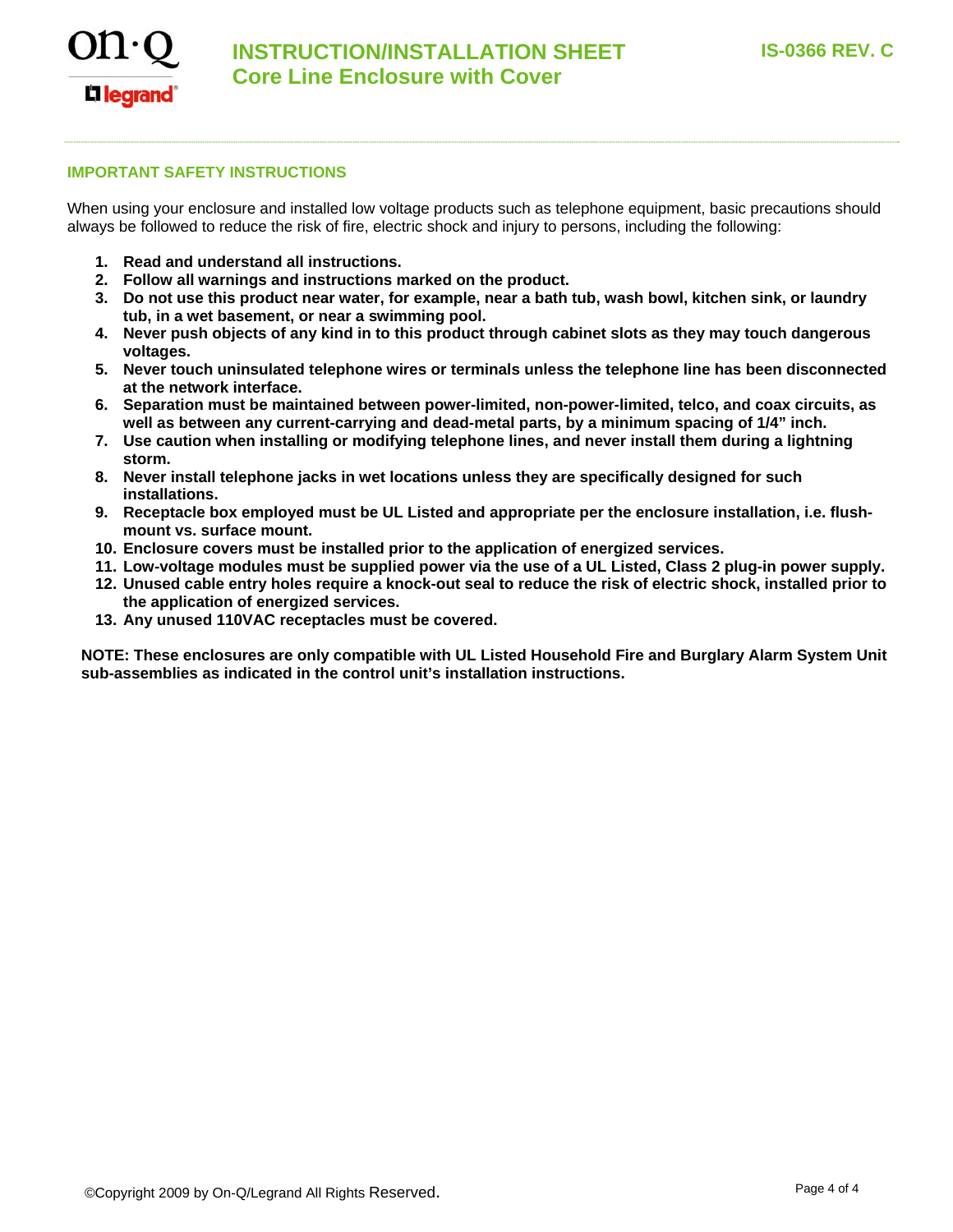# INSTRUCTION/INSTALLATION SHEET
## Core Line Enclosure with Cover

IS-0366 REV. C

### IMPORTANT SAFETY INSTRUCTIONS

When using your enclosure and installed low voltage products such as telephone equipment, basic precautions should always be followed to reduce the risk of fire, electric shock and injury to persons, including the following:

1. **Read and understand all instructions.**
2. **Follow all warnings and instructions marked on the product.**
3. **Do not use this product near water, for example, near a bath tub, wash bowl, kitchen sink, or laundry tub, in a wet basement, or near a swimming pool.**
4. **Never push objects of any kind in to this product through cabinet slots as they may touch dangerous voltages.**
5. **Never touch uninsulated telephone wires or terminals unless the telephone line has been disconnected at the network interface.**
6. **Separation must be maintained between power-limited, non-power-limited, telco, and coax circuits, as well as between any current-carrying and dead-metal parts, by a minimum spacing of 1/4" inch.**
7. **Use caution when installing or modifying telephone lines, and never install them during a lightning storm.**
8. **Never install telephone jacks in wet locations unless they are specifically designed for such installations.**
9. **Receptacle box employed must be UL Listed and appropriate per the enclosure installation, i.e. flush-mount vs. surface mount.**
10. **Enclosure covers must be installed prior to the application of energized services.**
11. **Low-voltage modules must be supplied power via the use of a UL Listed, Class 2 plug-in power supply.**
12. **Unused cable entry holes require a knock-out seal to reduce the risk of electric shock, installed prior to the application of energized services.**
13. **Any unused 110VAC receptacles must be covered.**

**NOTE: These enclosures are only compatible with UL Listed Household Fire and Burglary Alarm System Unit sub-assemblies as indicated in the control unit's installation instructions.**

©Copyright 2009 by On-Q/Legrand All Rights Reserved.